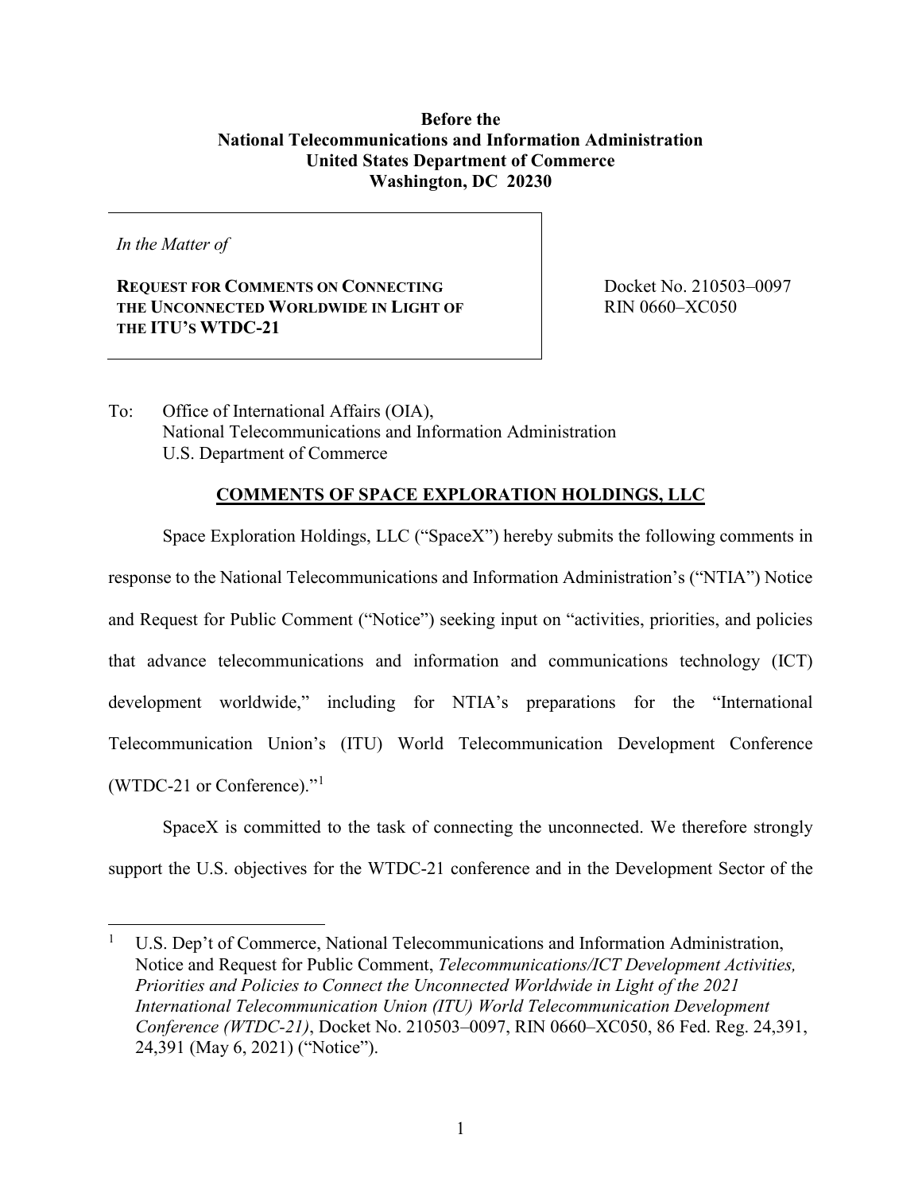**Before the**
**National Telecommunications and Information Administration**
**United States Department of Commerce**
**Washington, DC 20230**

| *In the Matter of*<br><br>**REQUEST FOR COMMENTS ON CONNECTING THE UNCONNECTED WORLDWIDE IN LIGHT OF THE ITU'S WTDC-21** | Docket No. 210503–0097<br>RIN 0660–XC050 |
|---|---|

To: Office of International Affairs (OIA),
National Telecommunications and Information Administration
U.S. Department of Commerce

## COMMENTS OF SPACE EXPLORATION HOLDINGS, LLC

Space Exploration Holdings, LLC ("SpaceX") hereby submits the following comments in response to the National Telecommunications and Information Administration's ("NTIA") Notice and Request for Public Comment ("Notice") seeking input on "activities, priorities, and policies that advance telecommunications and information and communications technology (ICT) development worldwide," including for NTIA's preparations for the "International Telecommunication Union's (ITU) World Telecommunication Development Conference (WTDC-21 or Conference)."[1]

SpaceX is committed to the task of connecting the unconnected. We therefore strongly support the U.S. objectives for the WTDC-21 conference and in the Development Sector of the

[1] U.S. Dep't of Commerce, National Telecommunications and Information Administration, Notice and Request for Public Comment, *Telecommunications/ICT Development Activities, Priorities and Policies to Connect the Unconnected Worldwide in Light of the 2021 International Telecommunication Union (ITU) World Telecommunication Development Conference (WTDC-21)*, Docket No. 210503–0097, RIN 0660–XC050, 86 Fed. Reg. 24,391, 24,391 (May 6, 2021) ("Notice").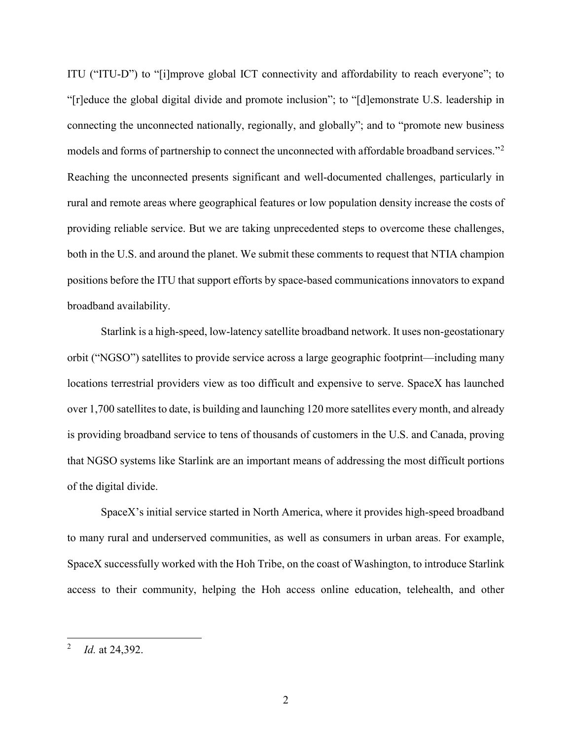ITU ("ITU-D") to "[i]mprove global ICT connectivity and affordability to reach everyone"; to "[r]educe the global digital divide and promote inclusion"; to "[d]emonstrate U.S. leadership in connecting the unconnected nationally, regionally, and globally"; and to "promote new business models and forms of partnership to connect the unconnected with affordable broadband services."[2] Reaching the unconnected presents significant and well-documented challenges, particularly in rural and remote areas where geographical features or low population density increase the costs of providing reliable service. But we are taking unprecedented steps to overcome these challenges, both in the U.S. and around the planet. We submit these comments to request that NTIA champion positions before the ITU that support efforts by space-based communications innovators to expand broadband availability.

Starlink is a high-speed, low-latency satellite broadband network. It uses non-geostationary orbit ("NGSO") satellites to provide service across a large geographic footprint—including many locations terrestrial providers view as too difficult and expensive to serve. SpaceX has launched over 1,700 satellites to date, is building and launching 120 more satellites every month, and already is providing broadband service to tens of thousands of customers in the U.S. and Canada, proving that NGSO systems like Starlink are an important means of addressing the most difficult portions of the digital divide.

SpaceX's initial service started in North America, where it provides high-speed broadband to many rural and underserved communities, as well as consumers in urban areas. For example, SpaceX successfully worked with the Hoh Tribe, on the coast of Washington, to introduce Starlink access to their community, helping the Hoh access online education, telehealth, and other

---

[2] *Id.* at 24,392.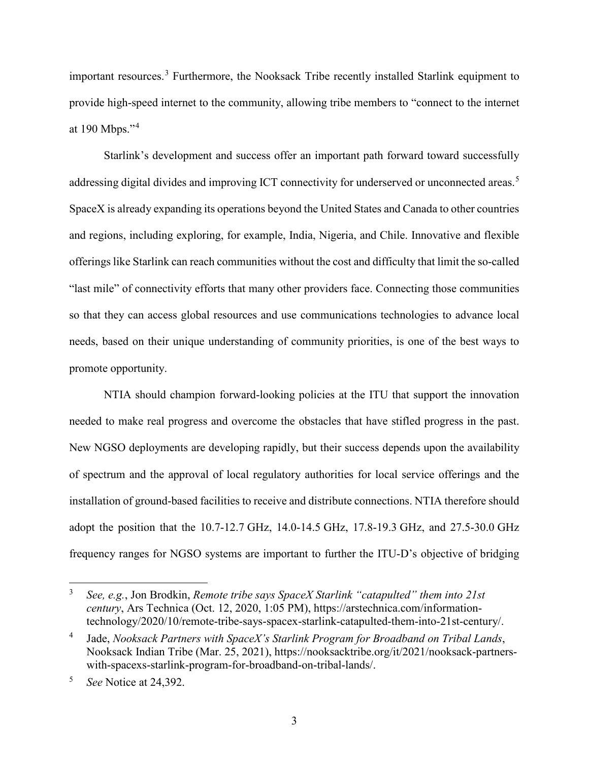important resources.[3] Furthermore, the Nooksack Tribe recently installed Starlink equipment to provide high-speed internet to the community, allowing tribe members to "connect to the internet at 190 Mbps."[4]

Starlink's development and success offer an important path forward toward successfully addressing digital divides and improving ICT connectivity for underserved or unconnected areas.[5] SpaceX is already expanding its operations beyond the United States and Canada to other countries and regions, including exploring, for example, India, Nigeria, and Chile. Innovative and flexible offerings like Starlink can reach communities without the cost and difficulty that limit the so-called "last mile" of connectivity efforts that many other providers face. Connecting those communities so that they can access global resources and use communications technologies to advance local needs, based on their unique understanding of community priorities, is one of the best ways to promote opportunity.

NTIA should champion forward-looking policies at the ITU that support the innovation needed to make real progress and overcome the obstacles that have stifled progress in the past. New NGSO deployments are developing rapidly, but their success depends upon the availability of spectrum and the approval of local regulatory authorities for local service offerings and the installation of ground-based facilities to receive and distribute connections. NTIA therefore should adopt the position that the 10.7-12.7 GHz, 14.0-14.5 GHz, 17.8-19.3 GHz, and 27.5-30.0 GHz frequency ranges for NGSO systems are important to further the ITU-D's objective of bridging

---

[3] *See, e.g.*, Jon Brodkin, *Remote tribe says SpaceX Starlink "catapulted" them into 21st century*, Ars Technica (Oct. 12, 2020, 1:05 PM), https://arstechnica.com/information-technology/2020/10/remote-tribe-says-spacex-starlink-catapulted-them-into-21st-century/.

[4] Jade, *Nooksack Partners with SpaceX's Starlink Program for Broadband on Tribal Lands*, Nooksack Indian Tribe (Mar. 25, 2021), https://nooksacktribe.org/it/2021/nooksack-partners-with-spacexs-starlink-program-for-broadband-on-tribal-lands/.

[5] *See* Notice at 24,392.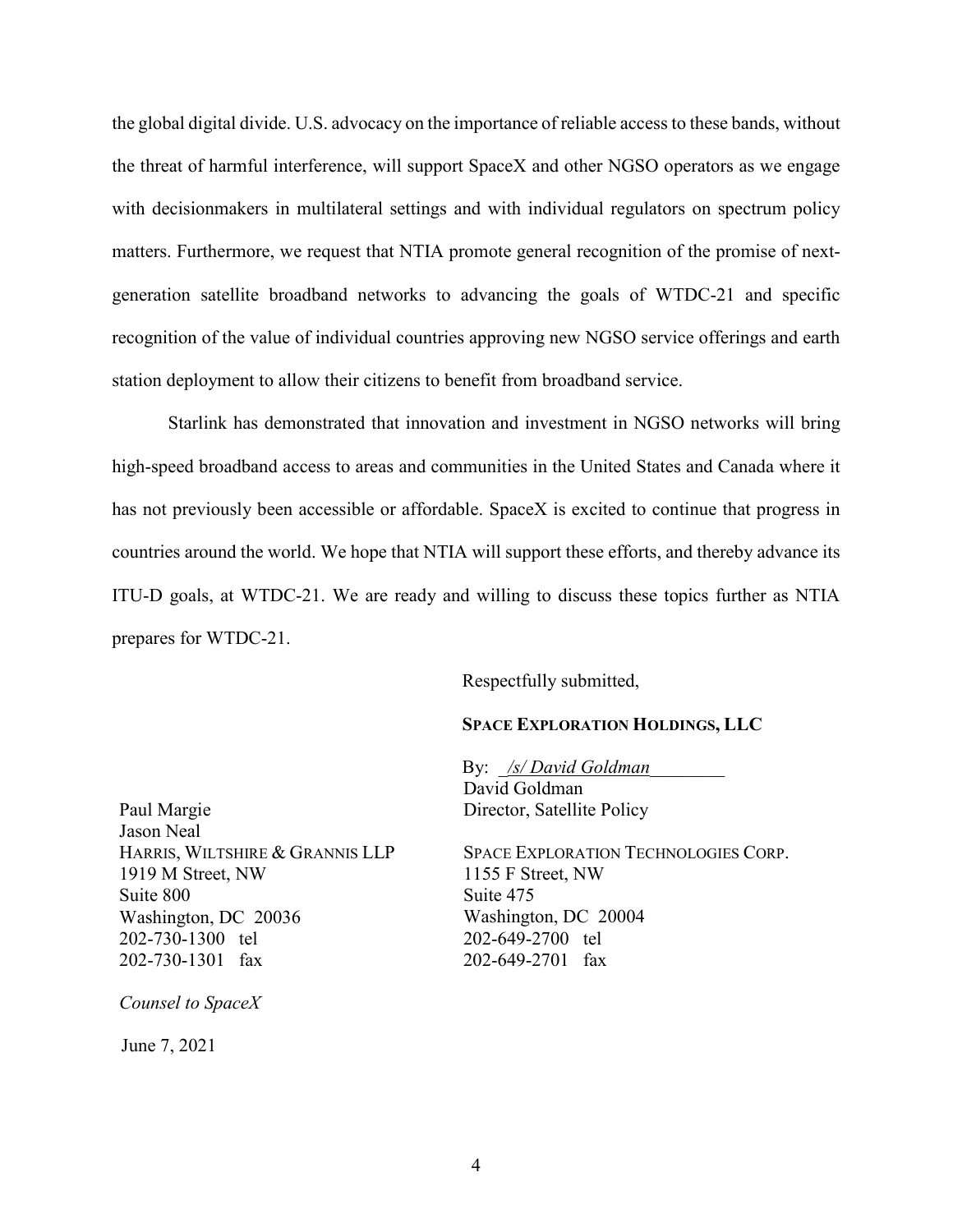the global digital divide. U.S. advocacy on the importance of reliable access to these bands, without the threat of harmful interference, will support SpaceX and other NGSO operators as we engage with decisionmakers in multilateral settings and with individual regulators on spectrum policy matters. Furthermore, we request that NTIA promote general recognition of the promise of next-generation satellite broadband networks to advancing the goals of WTDC-21 and specific recognition of the value of individual countries approving new NGSO service offerings and earth station deployment to allow their citizens to benefit from broadband service.

Starlink has demonstrated that innovation and investment in NGSO networks will bring high-speed broadband access to areas and communities in the United States and Canada where it has not previously been accessible or affordable. SpaceX is excited to continue that progress in countries around the world. We hope that NTIA will support these efforts, and thereby advance its ITU-D goals, at WTDC-21. We are ready and willing to discuss these topics further as NTIA prepares for WTDC-21.

Respectfully submitted,

**SPACE EXPLORATION HOLDINGS, LLC**

By: _/s/ David Goldman_
David Goldman
Director, Satellite Policy

SPACE EXPLORATION TECHNOLOGIES CORP.
1155 F Street, NW
Suite 475
Washington, DC 20004
202-649-2700 tel
202-649-2701 fax

Paul Margie
Jason Neal
HARRIS, WILTSHIRE & GRANNIS LLP
1919 M Street, NW
Suite 800
Washington, DC 20036
202-730-1300 tel
202-730-1301 fax

*Counsel to SpaceX*

June 7, 2021